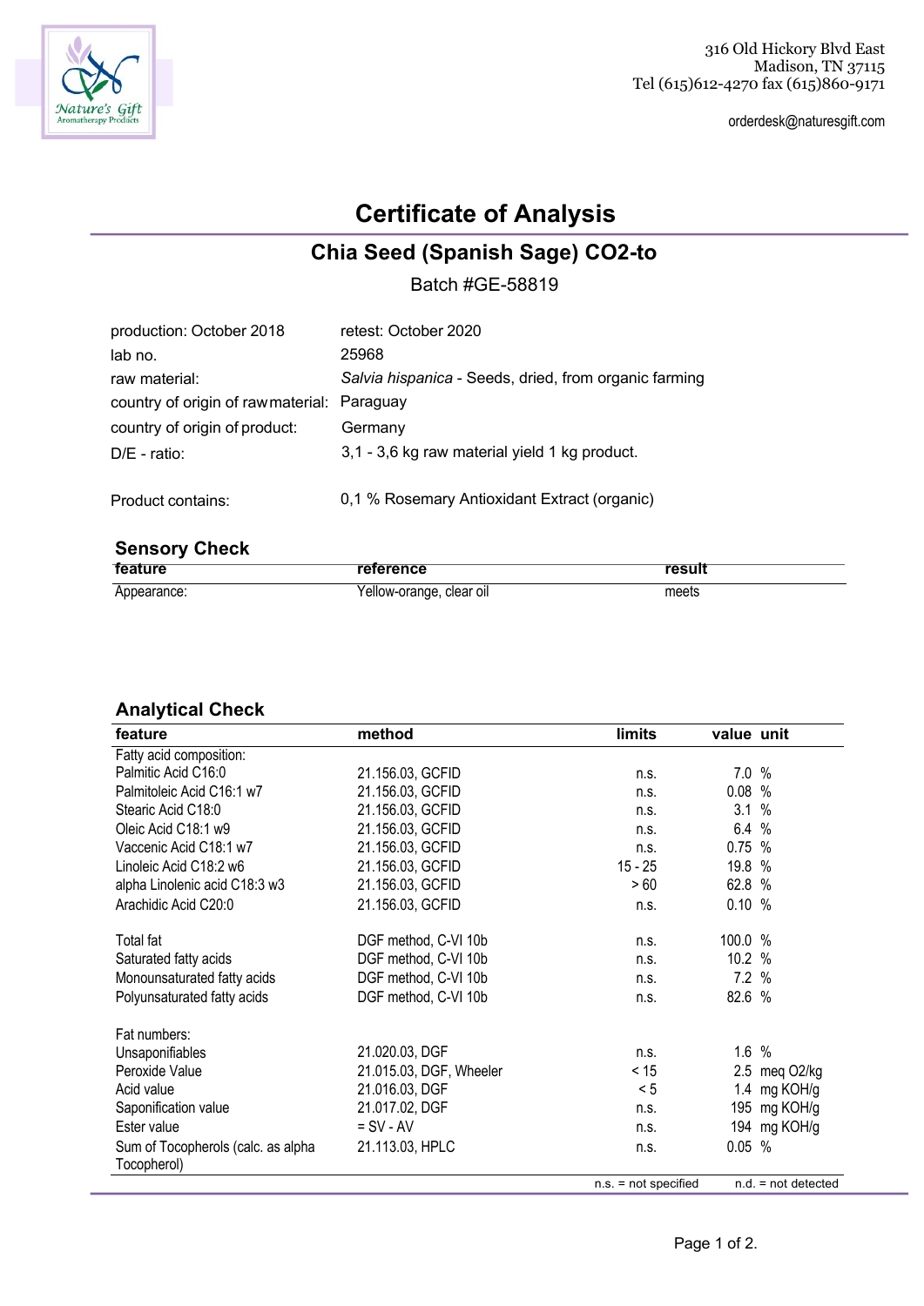316 Old Hickory Blvd East
Madison, TN 37115
Tel (615)612-4270 fax (615)860-9171

orderdesk@naturesgift.com

# Certificate of Analysis

## Chia Seed (Spanish Sage) CO2-to

Batch #GE-58819

| | |
|---|---|
| production: October 2018 | retest: October 2020 |
| lab no. | 25968 |
| raw material: | *Salvia hispanica* - Seeds, dried, from organic farming |
| country of origin of raw material: | Paraguay |
| country of origin of product: | Germany |
| D/E - ratio: | 3,1 - 3,6 kg raw material yield 1 kg product. |
| Product contains: | 0,1 % Rosemary Antioxidant Extract (organic) |

### Sensory Check

| feature | reference | result |
|---|---|---|
| Appearance: | Yellow-orange, clear oil | meets |

### Analytical Check

| feature | method | limits | value | unit |
|---|---|---|---|---|
| Fatty acid composition: | | | | |
| Palmitic Acid C16:0 | 21.156.03, GCFID | n.s. | 7.0 | % |
| Palmitoleic Acid C16:1 w7 | 21.156.03, GCFID | n.s. | 0.08 | % |
| Stearic Acid C18:0 | 21.156.03, GCFID | n.s. | 3.1 | % |
| Oleic Acid C18:1 w9 | 21.156.03, GCFID | n.s. | 6.4 | % |
| Vaccenic Acid C18:1 w7 | 21.156.03, GCFID | n.s. | 0.75 | % |
| Linoleic Acid C18:2 w6 | 21.156.03, GCFID | 15 - 25 | 19.8 | % |
| alpha Linolenic acid C18:3 w3 | 21.156.03, GCFID | > 60 | 62.8 | % |
| Arachidic Acid C20:0 | 21.156.03, GCFID | n.s. | 0.10 | % |
| Total fat | DGF method, C-VI 10b | n.s. | 100.0 | % |
| Saturated fatty acids | DGF method, C-VI 10b | n.s. | 10.2 | % |
| Monounsaturated fatty acids | DGF method, C-VI 10b | n.s. | 7.2 | % |
| Polyunsaturated fatty acids | DGF method, C-VI 10b | n.s. | 82.6 | % |
| Fat numbers: | | | | |
| Unsaponifiables | 21.020.03, DGF | n.s. | 1.6 | % |
| Peroxide Value | 21.015.03, DGF, Wheeler | < 15 | 2.5 | meq O2/kg |
| Acid value | 21.016.03, DGF | < 5 | 1.4 | mg KOH/g |
| Saponification value | 21.017.02, DGF | n.s. | 195 | mg KOH/g |
| Ester value | = SV - AV | n.s. | 194 | mg KOH/g |
| Sum of Tocopherols (calc. as alpha Tocopherol) | 21.113.03, HPLC | n.s. | 0.05 | % |

n.s. = not specified &nbsp;&nbsp;&nbsp; n.d. = not detected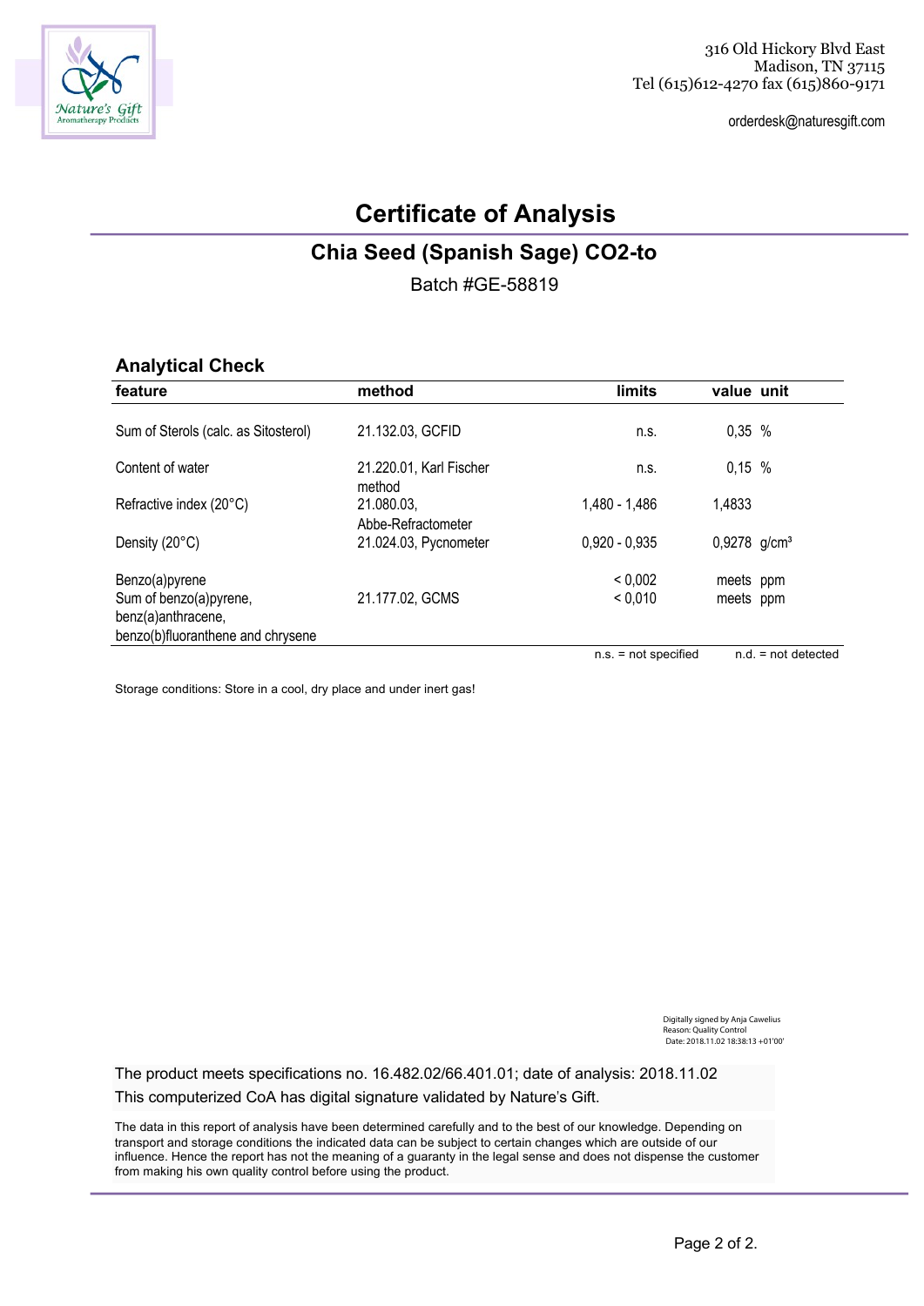316 Old Hickory Blvd East
Madison, TN 37115
Tel (615)612-4270 fax (615)860-9171

orderdesk@naturesgift.com

# Certificate of Analysis

## Chia Seed (Spanish Sage) CO2-to

Batch #GE-58819

### Analytical Check

| feature | method | limits | value | unit |
|---|---|---|---|---|
| Sum of Sterols (calc. as Sitosterol) | 21.132.03, GCFID | n.s. | 0,35 | % |
| Content of water | 21.220.01, Karl Fischer method | n.s. | 0,15 | % |
| Refractive index (20°C) | 21.080.03, Abbe-Refractometer | 1,480 - 1,486 | 1,4833 | |
| Density (20°C) | 21.024.03, Pycnometer | 0,920 - 0,935 | 0,9278 | g/cm³ |
| Benzo(a)pyrene | 21.177.02, GCMS | < 0,002 | meets | ppm |
| Sum of benzo(a)pyrene, benz(a)anthracene, benzo(b)fluoranthene and chrysene | | < 0,010 | meets | ppm |

n.s. = not specified    n.d. = not detected

Storage conditions: Store in a cool, dry place and under inert gas!

Digitally signed by Anja Cawelius
Reason: Quality Control
Date: 2018.11.02 18:38:13 +01'00'

The product meets specifications no. 16.482.02/66.401.01; date of analysis: 2018.11.02
This computerized CoA has digital signature validated by Nature's Gift.

The data in this report of analysis have been determined carefully and to the best of our knowledge. Depending on transport and storage conditions the indicated data can be subject to certain changes which are outside of our influence. Hence the report has not the meaning of a guaranty in the legal sense and does not dispense the customer from making his own quality control before using the product.